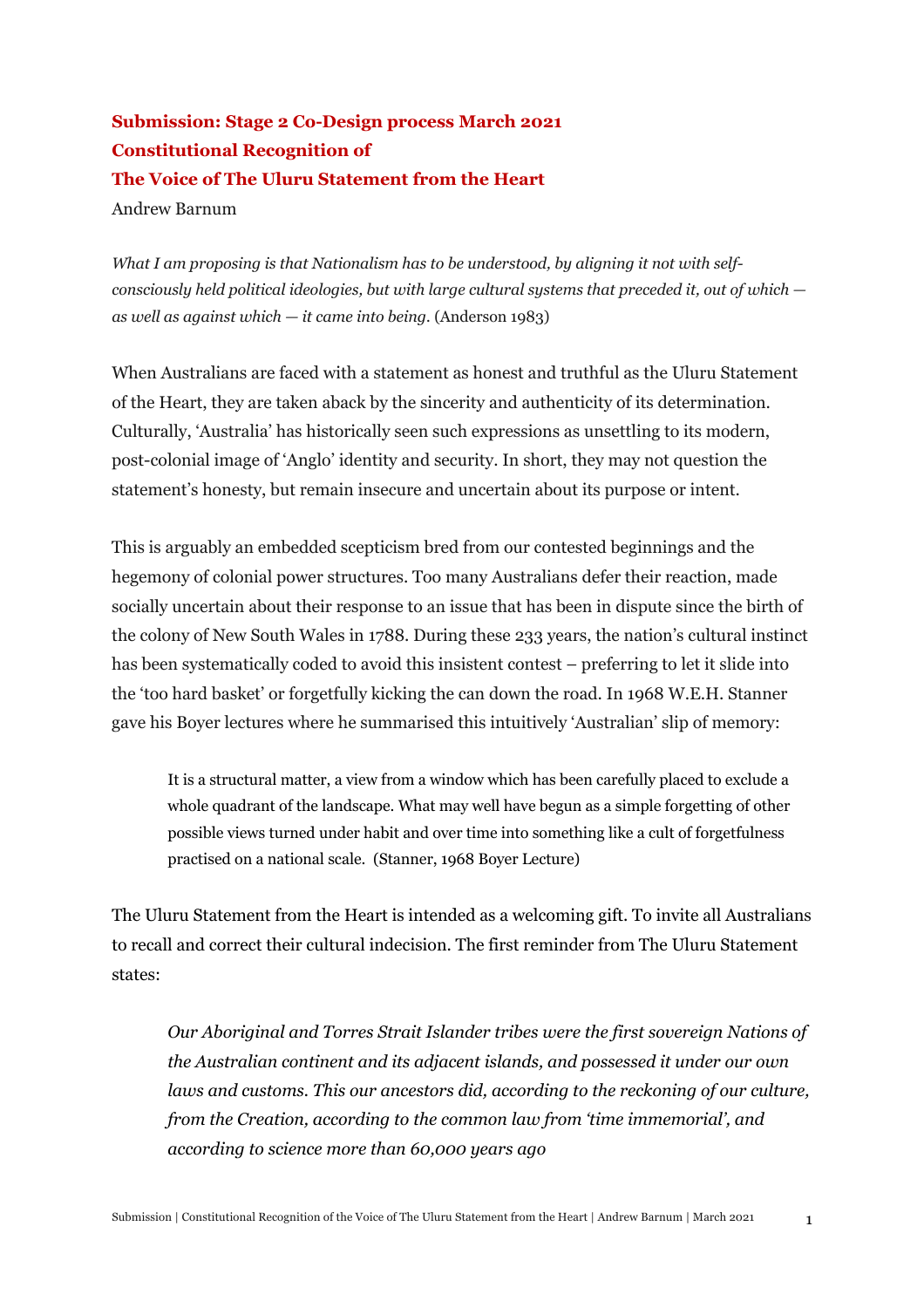**Submission: Stage 2 Co-Design process March 2021**
**Constitutional Recognition of**
**The Voice of The Uluru Statement from the Heart**

Andrew Barnum

*What I am proposing is that Nationalism has to be understood, by aligning it not with self-consciously held political ideologies, but with large cultural systems that preceded it, out of which — as well as against which — it came into being.* (Anderson 1983)

When Australians are faced with a statement as honest and truthful as the Uluru Statement of the Heart, they are taken aback by the sincerity and authenticity of its determination. Culturally, 'Australia' has historically seen such expressions as unsettling to its modern, post-colonial image of 'Anglo' identity and security. In short, they may not question the statement's honesty, but remain insecure and uncertain about its purpose or intent.

This is arguably an embedded scepticism bred from our contested beginnings and the hegemony of colonial power structures. Too many Australians defer their reaction, made socially uncertain about their response to an issue that has been in dispute since the birth of the colony of New South Wales in 1788. During these 233 years, the nation's cultural instinct has been systematically coded to avoid this insistent contest – preferring to let it slide into the 'too hard basket' or forgetfully kicking the can down the road. In 1968 W.E.H. Stanner gave his Boyer lectures where he summarised this intuitively 'Australian' slip of memory:

> It is a structural matter, a view from a window which has been carefully placed to exclude a whole quadrant of the landscape. What may well have begun as a simple forgetting of other possible views turned under habit and over time into something like a cult of forgetfulness practised on a national scale. (Stanner, 1968 Boyer Lecture)

The Uluru Statement from the Heart is intended as a welcoming gift. To invite all Australians to recall and correct their cultural indecision. The first reminder from The Uluru Statement states:

> *Our Aboriginal and Torres Strait Islander tribes were the first sovereign Nations of the Australian continent and its adjacent islands, and possessed it under our own laws and customs. This our ancestors did, according to the reckoning of our culture, from the Creation, according to the common law from 'time immemorial', and according to science more than 60,000 years ago*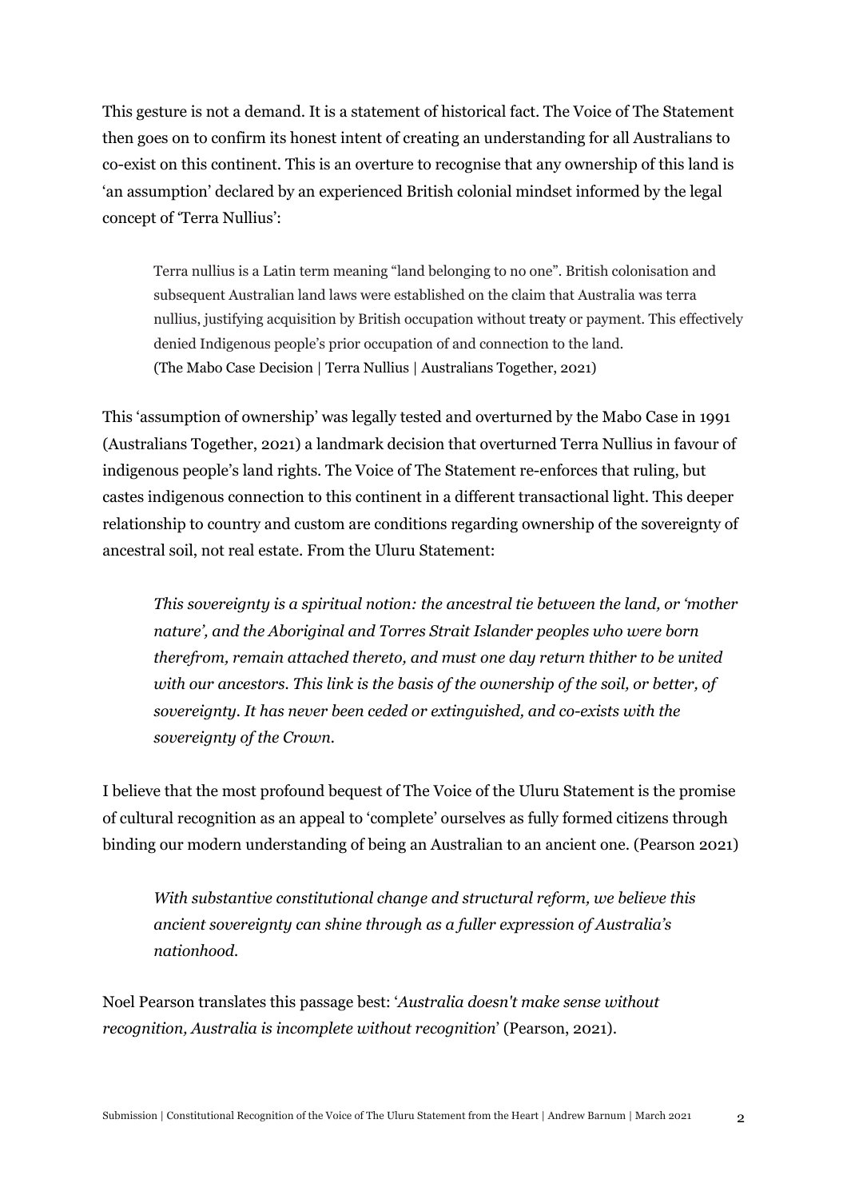This gesture is not a demand. It is a statement of historical fact. The Voice of The Statement then goes on to confirm its honest intent of creating an understanding for all Australians to co-exist on this continent. This is an overture to recognise that any ownership of this land is 'an assumption' declared by an experienced British colonial mindset informed by the legal concept of 'Terra Nullius':

> Terra nullius is a Latin term meaning "land belonging to no one". British colonisation and subsequent Australian land laws were established on the claim that Australia was terra nullius, justifying acquisition by British occupation without treaty or payment. This effectively denied Indigenous people's prior occupation of and connection to the land.
> (The Mabo Case Decision | Terra Nullius | Australians Together, 2021)

This 'assumption of ownership' was legally tested and overturned by the Mabo Case in 1991 (Australians Together, 2021) a landmark decision that overturned Terra Nullius in favour of indigenous people's land rights. The Voice of The Statement re-enforces that ruling, but castes indigenous connection to this continent in a different transactional light. This deeper relationship to country and custom are conditions regarding ownership of the sovereignty of ancestral soil, not real estate. From the Uluru Statement:

> *This sovereignty is a spiritual notion: the ancestral tie between the land, or 'mother nature', and the Aboriginal and Torres Strait Islander peoples who were born therefrom, remain attached thereto, and must one day return thither to be united with our ancestors. This link is the basis of the ownership of the soil, or better, of sovereignty. It has never been ceded or extinguished, and co-exists with the sovereignty of the Crown.*

I believe that the most profound bequest of The Voice of the Uluru Statement is the promise of cultural recognition as an appeal to 'complete' ourselves as fully formed citizens through binding our modern understanding of being an Australian to an ancient one. (Pearson 2021)

> *With substantive constitutional change and structural reform, we believe this ancient sovereignty can shine through as a fuller expression of Australia's nationhood.*

Noel Pearson translates this passage best: '*Australia doesn't make sense without recognition, Australia is incomplete without recognition*' (Pearson, 2021).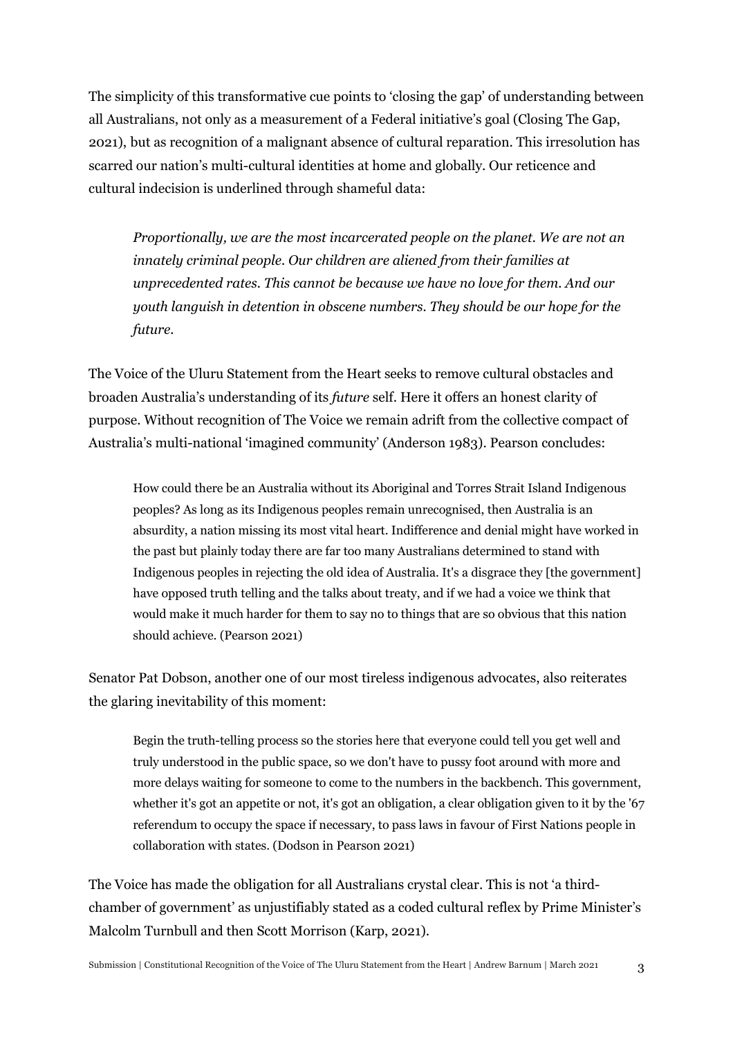The simplicity of this transformative cue points to 'closing the gap' of understanding between all Australians, not only as a measurement of a Federal initiative's goal (Closing The Gap, 2021), but as recognition of a malignant absence of cultural reparation. This irresolution has scarred our nation's multi-cultural identities at home and globally. Our reticence and cultural indecision is underlined through shameful data:

> *Proportionally, we are the most incarcerated people on the planet. We are not an innately criminal people. Our children are aliened from their families at unprecedented rates. This cannot be because we have no love for them. And our youth languish in detention in obscene numbers. They should be our hope for the future.*

The Voice of the Uluru Statement from the Heart seeks to remove cultural obstacles and broaden Australia's understanding of its *future* self. Here it offers an honest clarity of purpose. Without recognition of The Voice we remain adrift from the collective compact of Australia's multi-national 'imagined community' (Anderson 1983). Pearson concludes:

> How could there be an Australia without its Aboriginal and Torres Strait Island Indigenous peoples? As long as its Indigenous peoples remain unrecognised, then Australia is an absurdity, a nation missing its most vital heart. Indifference and denial might have worked in the past but plainly today there are far too many Australians determined to stand with Indigenous peoples in rejecting the old idea of Australia. It's a disgrace they [the government] have opposed truth telling and the talks about treaty, and if we had a voice we think that would make it much harder for them to say no to things that are so obvious that this nation should achieve. (Pearson 2021)

Senator Pat Dobson, another one of our most tireless indigenous advocates, also reiterates the glaring inevitability of this moment:

> Begin the truth-telling process so the stories here that everyone could tell you get well and truly understood in the public space, so we don't have to pussy foot around with more and more delays waiting for someone to come to the numbers in the backbench. This government, whether it's got an appetite or not, it's got an obligation, a clear obligation given to it by the '67 referendum to occupy the space if necessary, to pass laws in favour of First Nations people in collaboration with states. (Dodson in Pearson 2021)

The Voice has made the obligation for all Australians crystal clear. This is not 'a third-chamber of government' as unjustifiably stated as a coded cultural reflex by Prime Minister's Malcolm Turnbull and then Scott Morrison (Karp, 2021).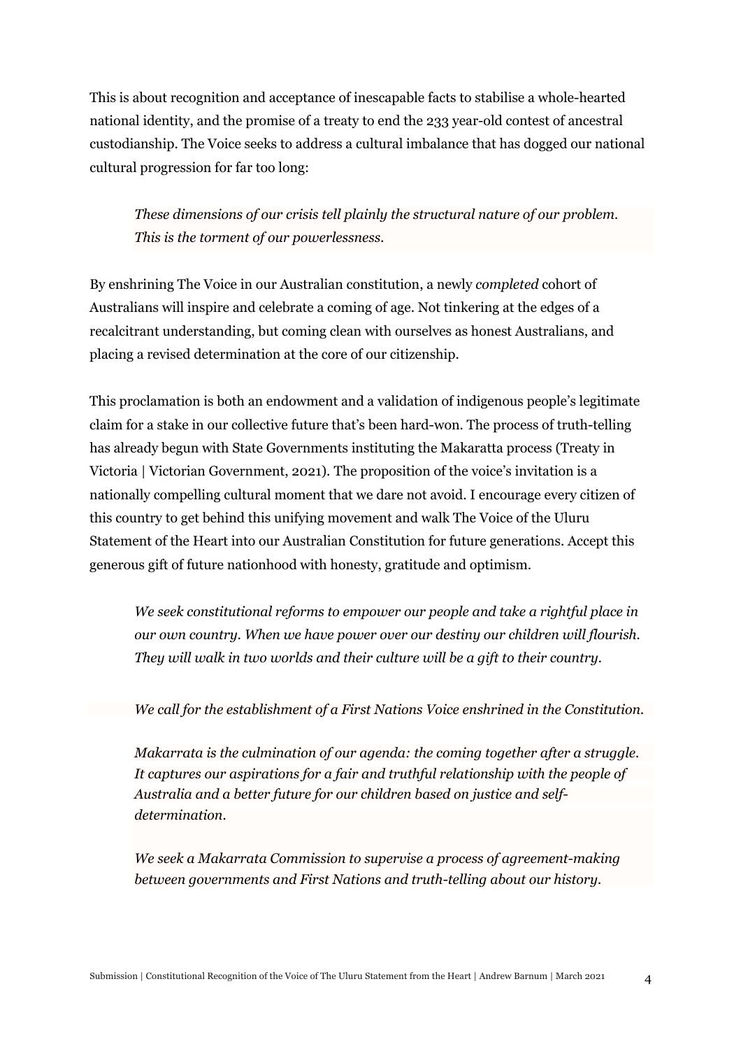This is about recognition and acceptance of inescapable facts to stabilise a whole-hearted national identity, and the promise of a treaty to end the 233 year-old contest of ancestral custodianship. The Voice seeks to address a cultural imbalance that has dogged our national cultural progression for far too long:

> *These dimensions of our crisis tell plainly the structural nature of our problem. This is the torment of our powerlessness.*

By enshrining The Voice in our Australian constitution, a newly *completed* cohort of Australians will inspire and celebrate a coming of age. Not tinkering at the edges of a recalcitrant understanding, but coming clean with ourselves as honest Australians, and placing a revised determination at the core of our citizenship.

This proclamation is both an endowment and a validation of indigenous people's legitimate claim for a stake in our collective future that's been hard-won. The process of truth-telling has already begun with State Governments instituting the Makaratta process (Treaty in Victoria | Victorian Government, 2021). The proposition of the voice's invitation is a nationally compelling cultural moment that we dare not avoid. I encourage every citizen of this country to get behind this unifying movement and walk The Voice of the Uluru Statement of the Heart into our Australian Constitution for future generations. Accept this generous gift of future nationhood with honesty, gratitude and optimism.

> *We seek constitutional reforms to empower our people and take a rightful place in our own country. When we have power over our destiny our children will flourish. They will walk in two worlds and their culture will be a gift to their country.*
>
> *We call for the establishment of a First Nations Voice enshrined in the Constitution.*
>
> *Makarrata is the culmination of our agenda: the coming together after a struggle. It captures our aspirations for a fair and truthful relationship with the people of Australia and a better future for our children based on justice and self-determination.*
>
> *We seek a Makarrata Commission to supervise a process of agreement-making between governments and First Nations and truth-telling about our history.*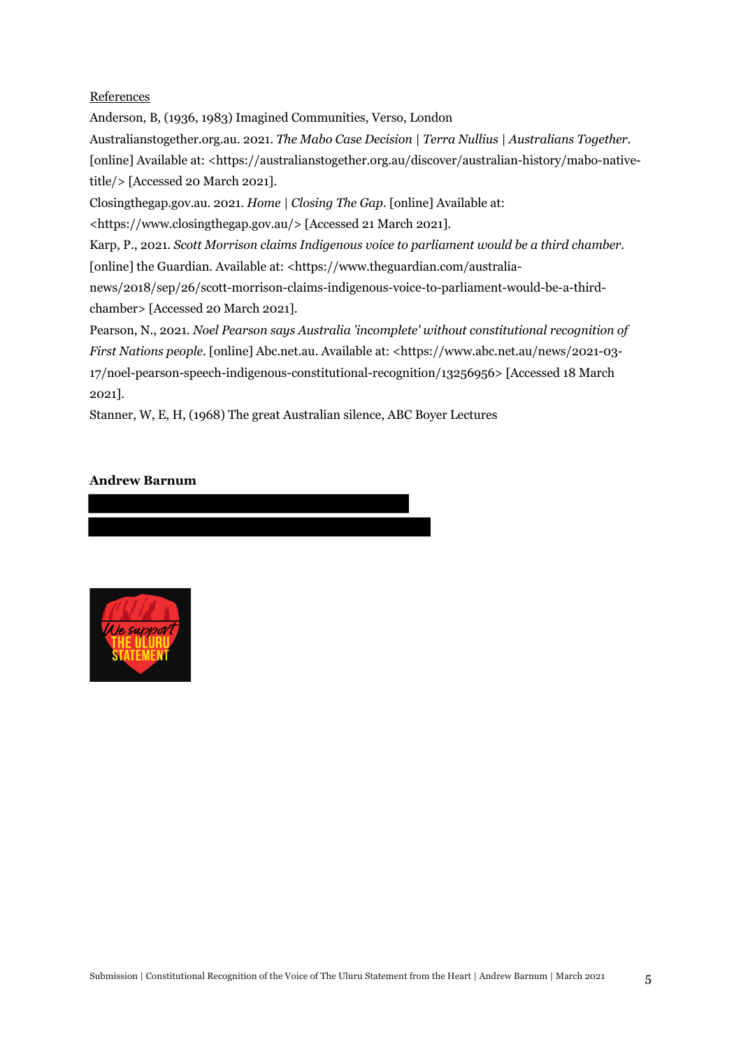References

Anderson, B, (1936, 1983) Imagined Communities, Verso, London

Australianstogether.org.au. 2021. *The Mabo Case Decision | Terra Nullius | Australians Together*. [online] Available at: <https://australianstogether.org.au/discover/australian-history/mabo-native-title/> [Accessed 20 March 2021].

Closingthegap.gov.au. 2021. *Home | Closing The Gap*. [online] Available at: <https://www.closingthegap.gov.au/> [Accessed 21 March 2021].

Karp, P., 2021. *Scott Morrison claims Indigenous voice to parliament would be a third chamber*. [online] the Guardian. Available at: <https://www.theguardian.com/australia-news/2018/sep/26/scott-morrison-claims-indigenous-voice-to-parliament-would-be-a-third-chamber> [Accessed 20 March 2021].

Pearson, N., 2021. *Noel Pearson says Australia 'incomplete' without constitutional recognition of First Nations people*. [online] Abc.net.au. Available at: <https://www.abc.net.au/news/2021-03-17/noel-pearson-speech-indigenous-constitutional-recognition/13256956> [Accessed 18 March 2021].

Stanner, W, E, H, (1968) The great Australian silence, ABC Boyer Lectures

**Andrew Barnum**